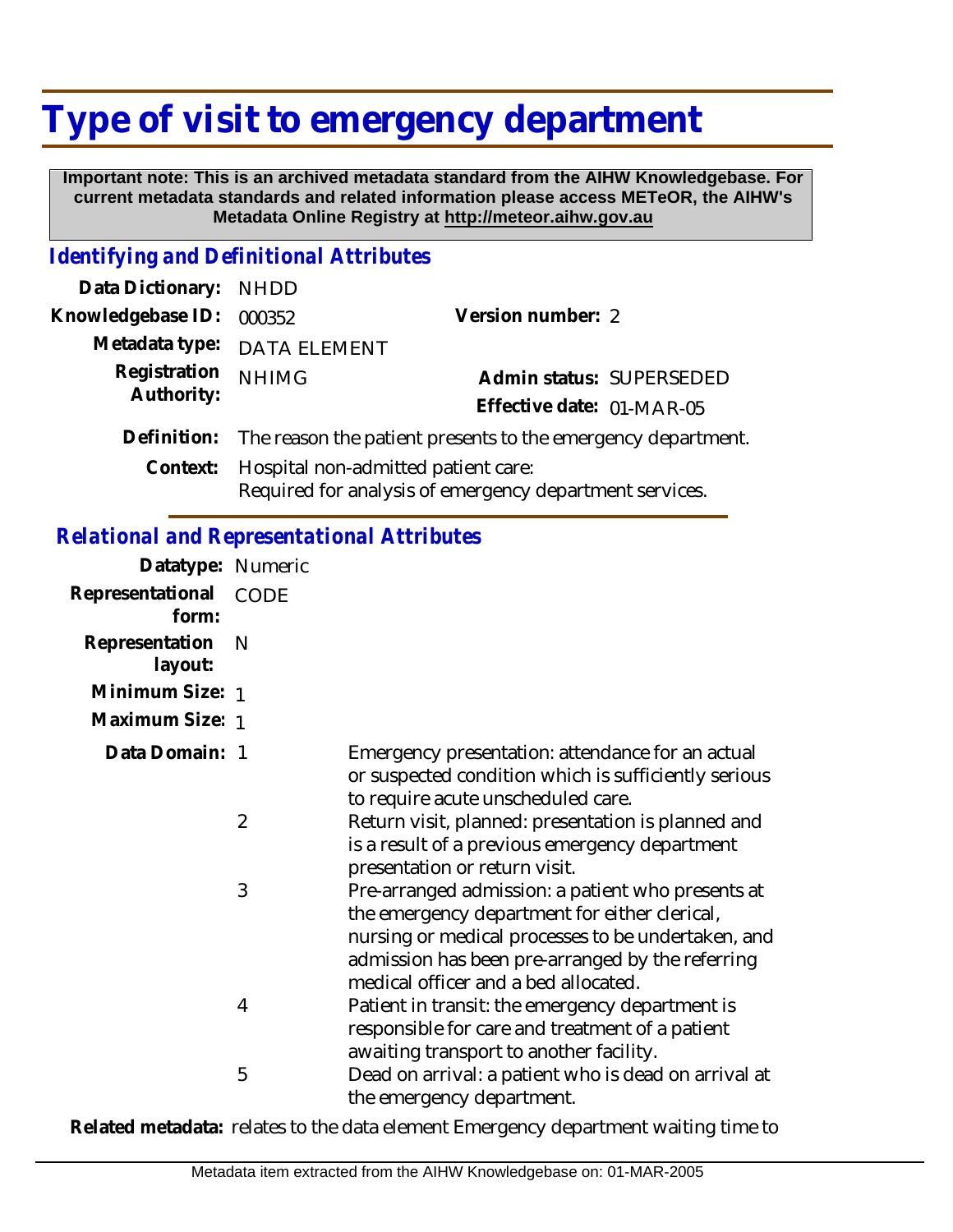# Type of visit to emergency department

**Important note: This is an archived metadata standard from the AIHW Knowledgebase. For current metadata standards and related information please access METeOR, the AIHW's Metadata Online Registry at http://meteor.aihw.gov.au**

## Identifying and Definitional Attributes

**Data Dictionary:** NHDD

**Knowledgebase ID:** 000352

**Version number:** 2

**Metadata type:** DATA ELEMENT

**Registration Authority:** NHIMG

**Admin status:** SUPERSEDED

**Effective date:** 01-MAR-05

**Definition:** The reason the patient presents to the emergency department.

**Context:** Hospital non-admitted patient care:
Required for analysis of emergency department services.

## Relational and Representational Attributes

**Datatype:** Numeric

**Representational form:** CODE

**Representation layout:** N

**Minimum Size:** 1

**Maximum Size:** 1

**Data Domain:**

- 1 Emergency presentation: attendance for an actual or suspected condition which is sufficiently serious to require acute unscheduled care.
- 2 Return visit, planned: presentation is planned and is a result of a previous emergency department presentation or return visit.
- 3 Pre-arranged admission: a patient who presents at the emergency department for either clerical, nursing or medical processes to be undertaken, and admission has been pre-arranged by the referring medical officer and a bed allocated.
- 4 Patient in transit: the emergency department is responsible for care and treatment of a patient awaiting transport to another facility.
- 5 Dead on arrival: a patient who is dead on arrival at the emergency department.

**Related metadata:** relates to the data element Emergency department waiting time to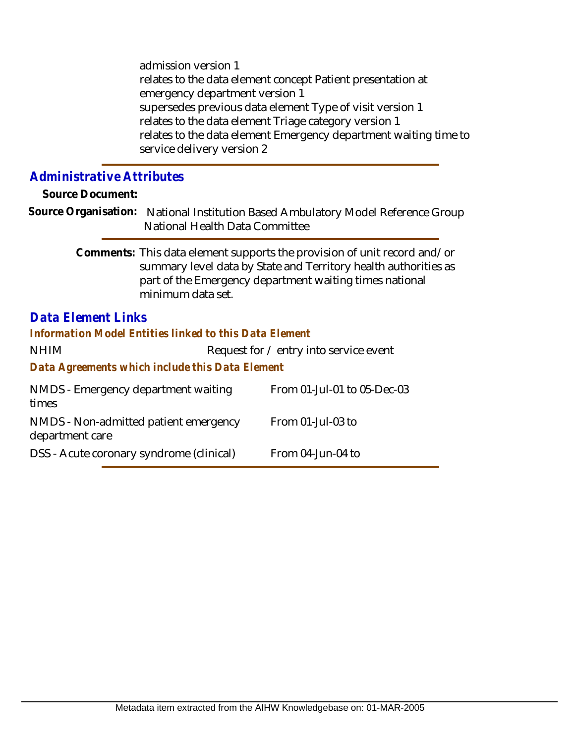admission version 1
relates to the data element concept Patient presentation at emergency department version 1
supersedes previous data element Type of visit version 1
relates to the data element Triage category version 1
relates to the data element Emergency department waiting time to service delivery version 2

## Administrative Attributes

**Source Document:**

**Source Organisation:** National Institution Based Ambulatory Model Reference Group
National Health Data Committee

**Comments:** This data element supports the provision of unit record and/or summary level data by State and Territory health authorities as part of the Emergency department waiting times national minimum data set.

## Data Element Links

### Information Model Entities linked to this Data Element

| | |
|---|---|
| NHIM | Request for / entry into service event |

### Data Agreements which include this Data Element

| | |
|---|---|
| NMDS - Emergency department waiting times | From 01-Jul-01 to 05-Dec-03 |
| NMDS - Non-admitted patient emergency department care | From 01-Jul-03 to |
| DSS - Acute coronary syndrome (clinical) | From 04-Jun-04 to |

Metadata item extracted from the AIHW Knowledgebase on: 01-MAR-2005